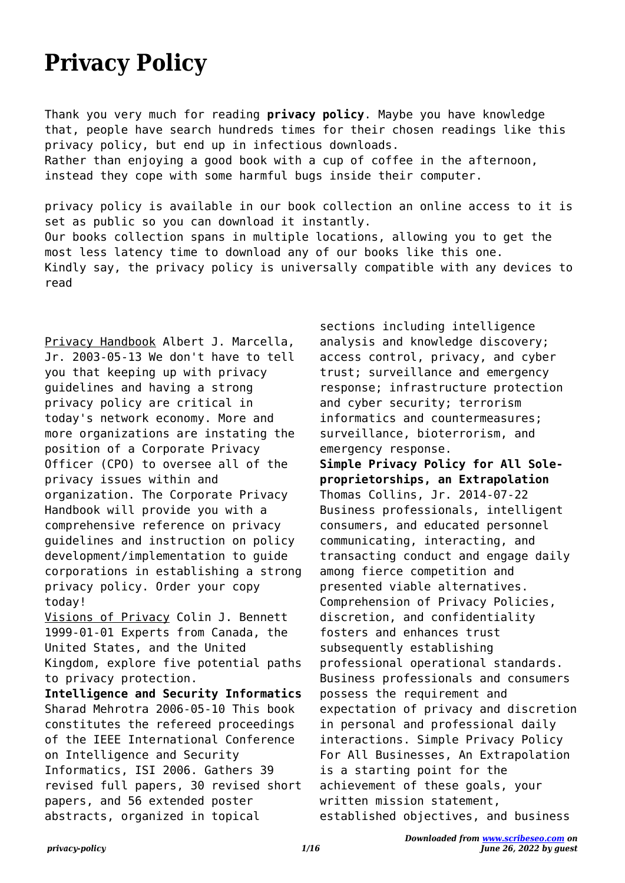# Privacy Policy

Thank you very much for reading **privacy policy**. Maybe you have knowledge that, people have search hundreds times for their chosen readings like this privacy policy, but end up in infectious downloads.
Rather than enjoying a good book with a cup of coffee in the afternoon, instead they cope with some harmful bugs inside their computer.

privacy policy is available in our book collection an online access to it is set as public so you can download it instantly.
Our books collection spans in multiple locations, allowing you to get the most less latency time to download any of our books like this one.
Kindly say, the privacy policy is universally compatible with any devices to read

Privacy Handbook Albert J. Marcella, Jr. 2003-05-13 We don't have to tell you that keeping up with privacy guidelines and having a strong privacy policy are critical in today's network economy. More and more organizations are instating the position of a Corporate Privacy Officer (CPO) to oversee all of the privacy issues within and organization. The Corporate Privacy Handbook will provide you with a comprehensive reference on privacy guidelines and instruction on policy development/implementation to guide corporations in establishing a strong privacy policy. Order your copy today!

Visions of Privacy Colin J. Bennett 1999-01-01 Experts from Canada, the United States, and the United Kingdom, explore five potential paths to privacy protection.

**Intelligence and Security Informatics** Sharad Mehrotra 2006-05-10 This book constitutes the refereed proceedings of the IEEE International Conference on Intelligence and Security Informatics, ISI 2006. Gathers 39 revised full papers, 30 revised short papers, and 56 extended poster abstracts, organized in topical sections including intelligence analysis and knowledge discovery; access control, privacy, and cyber trust; surveillance and emergency response; infrastructure protection and cyber security; terrorism informatics and countermeasures; surveillance, bioterrorism, and emergency response.

**Simple Privacy Policy for All Sole-proprietorships, an Extrapolation** Thomas Collins, Jr. 2014-07-22 Business professionals, intelligent consumers, and educated personnel communicating, interacting, and transacting conduct and engage daily among fierce competition and presented viable alternatives. Comprehension of Privacy Policies, discretion, and confidentiality fosters and enhances trust subsequently establishing professional operational standards. Business professionals and consumers possess the requirement and expectation of privacy and discretion in personal and professional daily interactions. Simple Privacy Policy For All Businesses, An Extrapolation is a starting point for the achievement of these goals, your written mission statement, established objectives, and business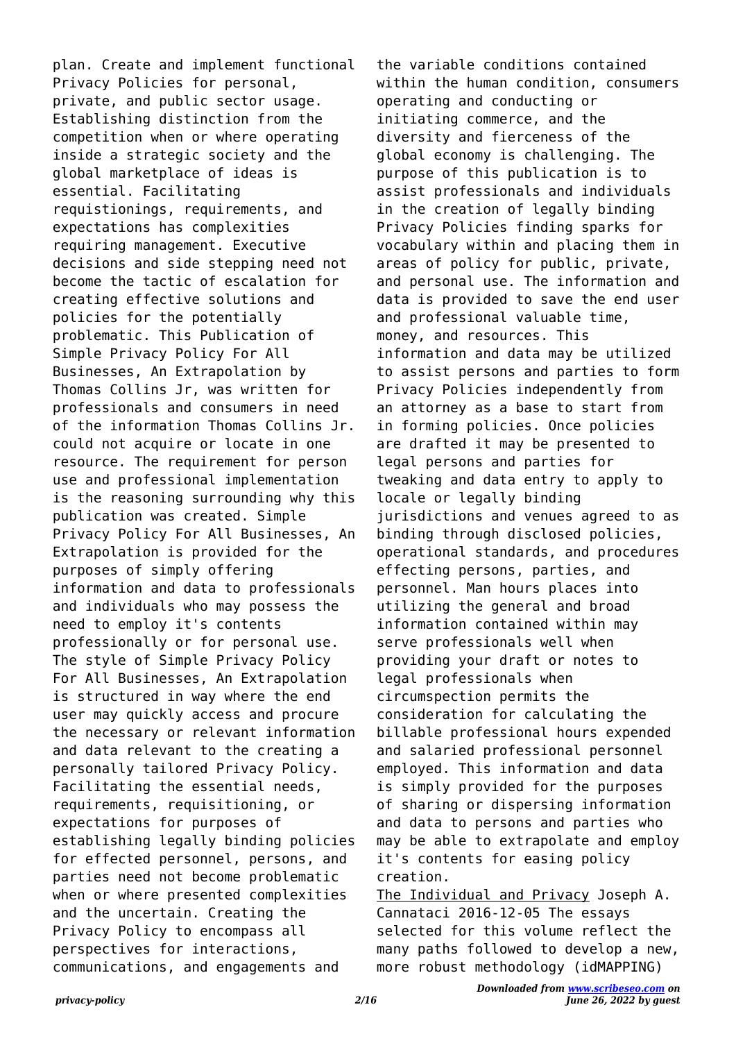plan. Create and implement functional Privacy Policies for personal, private, and public sector usage. Establishing distinction from the competition when or where operating inside a strategic society and the global marketplace of ideas is essential. Facilitating requistionings, requirements, and expectations has complexities requiring management. Executive decisions and side stepping need not become the tactic of escalation for creating effective solutions and policies for the potentially problematic. This Publication of Simple Privacy Policy For All Businesses, An Extrapolation by Thomas Collins Jr, was written for professionals and consumers in need of the information Thomas Collins Jr. could not acquire or locate in one resource. The requirement for person use and professional implementation is the reasoning surrounding why this publication was created. Simple Privacy Policy For All Businesses, An Extrapolation is provided for the purposes of simply offering information and data to professionals and individuals who may possess the need to employ it's contents professionally or for personal use. The style of Simple Privacy Policy For All Businesses, An Extrapolation is structured in way where the end user may quickly access and procure the necessary or relevant information and data relevant to the creating a personally tailored Privacy Policy. Facilitating the essential needs, requirements, requisitioning, or expectations for purposes of establishing legally binding policies for effected personnel, persons, and parties need not become problematic when or where presented complexities and the uncertain. Creating the Privacy Policy to encompass all perspectives for interactions, communications, and engagements and the variable conditions contained within the human condition, consumers operating and conducting or initiating commerce, and the diversity and fierceness of the global economy is challenging. The purpose of this publication is to assist professionals and individuals in the creation of legally binding Privacy Policies finding sparks for vocabulary within and placing them in areas of policy for public, private, and personal use. The information and data is provided to save the end user and professional valuable time, money, and resources. This information and data may be utilized to assist persons and parties to form Privacy Policies independently from an attorney as a base to start from in forming policies. Once policies are drafted it may be presented to legal persons and parties for tweaking and data entry to apply to locale or legally binding jurisdictions and venues agreed to as binding through disclosed policies, operational standards, and procedures effecting persons, parties, and personnel. Man hours places into utilizing the general and broad information contained within may serve professionals well when providing your draft or notes to legal professionals when circumspection permits the consideration for calculating the billable professional hours expended and salaried professional personnel employed. This information and data is simply provided for the purposes of sharing or dispersing information and data to persons and parties who may be able to extrapolate and employ it's contents for easing policy creation.

The Individual and Privacy Joseph A. Cannataci 2016-12-05 The essays selected for this volume reflect the many paths followed to develop a new, more robust methodology (idMAPPING)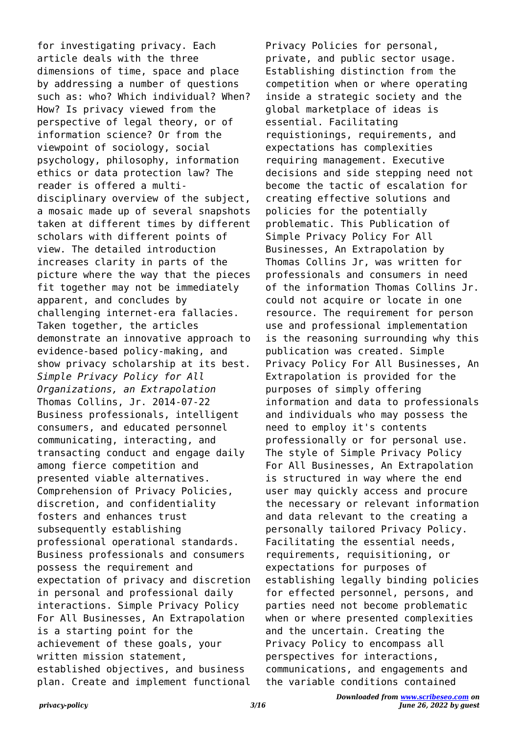for investigating privacy. Each article deals with the three dimensions of time, space and place by addressing a number of questions such as: who? Which individual? When? How? Is privacy viewed from the perspective of legal theory, or of information science? Or from the viewpoint of sociology, social psychology, philosophy, information ethics or data protection law? The reader is offered a multi-disciplinary overview of the subject, a mosaic made up of several snapshots taken at different times by different scholars with different points of view. The detailed introduction increases clarity in parts of the picture where the way that the pieces fit together may not be immediately apparent, and concludes by challenging internet-era fallacies. Taken together, the articles demonstrate an innovative approach to evidence-based policy-making, and show privacy scholarship at its best.

*Simple Privacy Policy for All Organizations, an Extrapolation* Thomas Collins, Jr. 2014-07-22 Business professionals, intelligent consumers, and educated personnel communicating, interacting, and transacting conduct and engage daily among fierce competition and presented viable alternatives. Comprehension of Privacy Policies, discretion, and confidentiality fosters and enhances trust subsequently establishing professional operational standards. Business professionals and consumers possess the requirement and expectation of privacy and discretion in personal and professional daily interactions. Simple Privacy Policy For All Businesses, An Extrapolation is a starting point for the achievement of these goals, your written mission statement, established objectives, and business plan. Create and implement functional Privacy Policies for personal, private, and public sector usage. Establishing distinction from the competition when or where operating inside a strategic society and the global marketplace of ideas is essential. Facilitating requistionings, requirements, and expectations has complexities requiring management. Executive decisions and side stepping need not become the tactic of escalation for creating effective solutions and policies for the potentially problematic. This Publication of Simple Privacy Policy For All Businesses, An Extrapolation by Thomas Collins Jr, was written for professionals and consumers in need of the information Thomas Collins Jr. could not acquire or locate in one resource. The requirement for person use and professional implementation is the reasoning surrounding why this publication was created. Simple Privacy Policy For All Businesses, An Extrapolation is provided for the purposes of simply offering information and data to professionals and individuals who may possess the need to employ it's contents professionally or for personal use. The style of Simple Privacy Policy For All Businesses, An Extrapolation is structured in way where the end user may quickly access and procure the necessary or relevant information and data relevant to the creating a personally tailored Privacy Policy. Facilitating the essential needs, requirements, requisitioning, or expectations for purposes of establishing legally binding policies for effected personnel, persons, and parties need not become problematic when or where presented complexities and the uncertain. Creating the Privacy Policy to encompass all perspectives for interactions, communications, and engagements and the variable conditions contained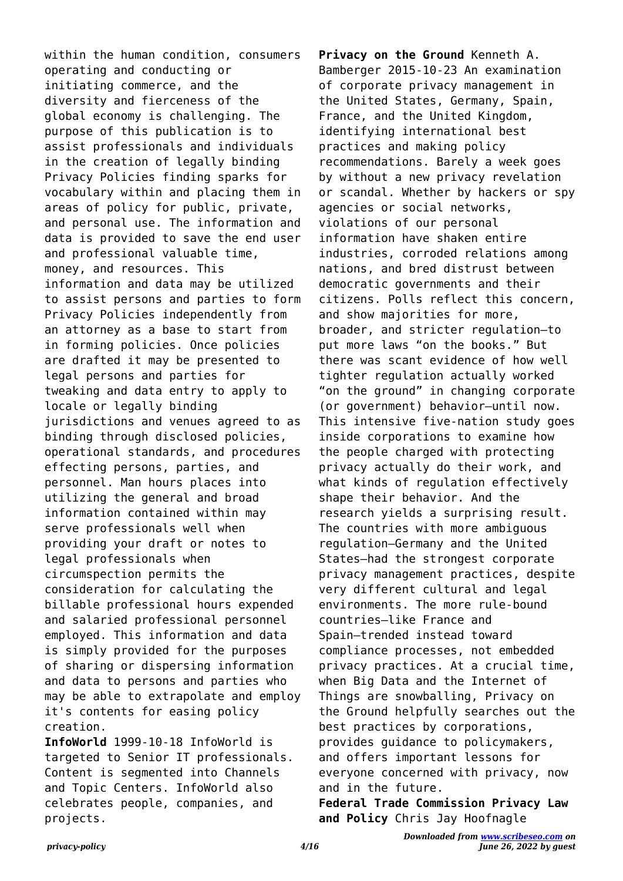within the human condition, consumers operating and conducting or initiating commerce, and the diversity and fierceness of the global economy is challenging. The purpose of this publication is to assist professionals and individuals in the creation of legally binding Privacy Policies finding sparks for vocabulary within and placing them in areas of policy for public, private, and personal use. The information and data is provided to save the end user and professional valuable time, money, and resources. This information and data may be utilized to assist persons and parties to form Privacy Policies independently from an attorney as a base to start from in forming policies. Once policies are drafted it may be presented to legal persons and parties for tweaking and data entry to apply to locale or legally binding jurisdictions and venues agreed to as binding through disclosed policies, operational standards, and procedures effecting persons, parties, and personnel. Man hours places into utilizing the general and broad information contained within may serve professionals well when providing your draft or notes to legal professionals when circumspection permits the consideration for calculating the billable professional hours expended and salaried professional personnel employed. This information and data is simply provided for the purposes of sharing or dispersing information and data to persons and parties who may be able to extrapolate and employ it's contents for easing policy creation.

**InfoWorld** 1999-10-18 InfoWorld is targeted to Senior IT professionals. Content is segmented into Channels and Topic Centers. InfoWorld also celebrates people, companies, and projects.

**Privacy on the Ground** Kenneth A. Bamberger 2015-10-23 An examination of corporate privacy management in the United States, Germany, Spain, France, and the United Kingdom, identifying international best practices and making policy recommendations. Barely a week goes by without a new privacy revelation or scandal. Whether by hackers or spy agencies or social networks, violations of our personal information have shaken entire industries, corroded relations among nations, and bred distrust between democratic governments and their citizens. Polls reflect this concern, and show majorities for more, broader, and stricter regulation—to put more laws "on the books." But there was scant evidence of how well tighter regulation actually worked "on the ground" in changing corporate (or government) behavior—until now. This intensive five-nation study goes inside corporations to examine how the people charged with protecting privacy actually do their work, and what kinds of regulation effectively shape their behavior. And the research yields a surprising result. The countries with more ambiguous regulation—Germany and the United States—had the strongest corporate privacy management practices, despite very different cultural and legal environments. The more rule-bound countries—like France and Spain—trended instead toward compliance processes, not embedded privacy practices. At a crucial time, when Big Data and the Internet of Things are snowballing, Privacy on the Ground helpfully searches out the best practices by corporations, provides guidance to policymakers, and offers important lessons for everyone concerned with privacy, now and in the future.

**Federal Trade Commission Privacy Law and Policy** Chris Jay Hoofnagle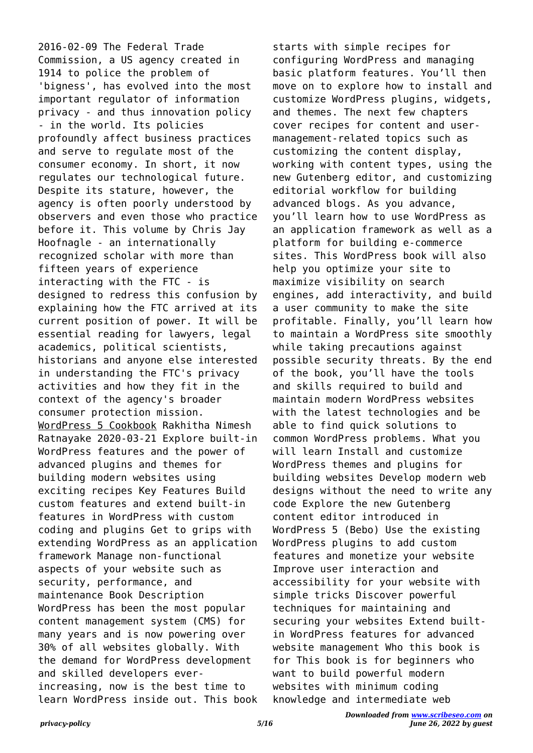2016-02-09 The Federal Trade Commission, a US agency created in 1914 to police the problem of 'bigness', has evolved into the most important regulator of information privacy - and thus innovation policy - in the world. Its policies profoundly affect business practices and serve to regulate most of the consumer economy. In short, it now regulates our technological future. Despite its stature, however, the agency is often poorly understood by observers and even those who practice before it. This volume by Chris Jay Hoofnagle - an internationally recognized scholar with more than fifteen years of experience interacting with the FTC - is designed to redress this confusion by explaining how the FTC arrived at its current position of power. It will be essential reading for lawyers, legal academics, political scientists, historians and anyone else interested in understanding the FTC's privacy activities and how they fit in the context of the agency's broader consumer protection mission.

WordPress 5 Cookbook Rakhitha Nimesh Ratnayake 2020-03-21 Explore built-in WordPress features and the power of advanced plugins and themes for building modern websites using exciting recipes Key Features Build custom features and extend built-in features in WordPress with custom coding and plugins Get to grips with extending WordPress as an application framework Manage non-functional aspects of your website such as security, performance, and maintenance Book Description WordPress has been the most popular content management system (CMS) for many years and is now powering over 30% of all websites globally. With the demand for WordPress development and skilled developers ever-increasing, now is the best time to learn WordPress inside out. This book starts with simple recipes for configuring WordPress and managing basic platform features. You'll then move on to explore how to install and customize WordPress plugins, widgets, and themes. The next few chapters cover recipes for content and user-management-related topics such as customizing the content display, working with content types, using the new Gutenberg editor, and customizing editorial workflow for building advanced blogs. As you advance, you'll learn how to use WordPress as an application framework as well as a platform for building e-commerce sites. This WordPress book will also help you optimize your site to maximize visibility on search engines, add interactivity, and build a user community to make the site profitable. Finally, you'll learn how to maintain a WordPress site smoothly while taking precautions against possible security threats. By the end of the book, you'll have the tools and skills required to build and maintain modern WordPress websites with the latest technologies and be able to find quick solutions to common WordPress problems. What you will learn Install and customize WordPress themes and plugins for building websites Develop modern web designs without the need to write any code Explore the new Gutenberg content editor introduced in WordPress 5 (Bebo) Use the existing WordPress plugins to add custom features and monetize your website Improve user interaction and accessibility for your website with simple tricks Discover powerful techniques for maintaining and securing your websites Extend built-in WordPress features for advanced website management Who this book is for This book is for beginners who want to build powerful modern websites with minimum coding knowledge and intermediate web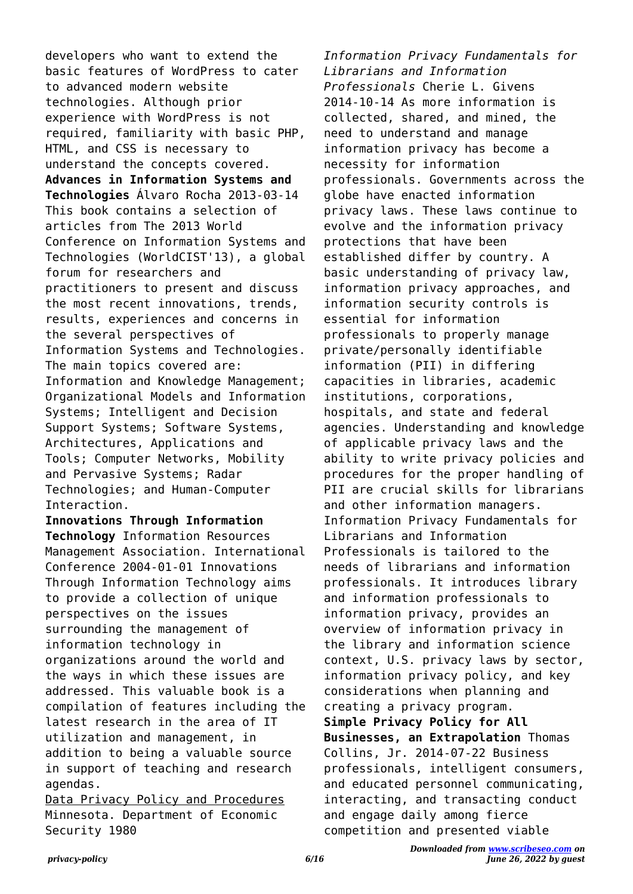developers who want to extend the basic features of WordPress to cater to advanced modern website technologies. Although prior experience with WordPress is not required, familiarity with basic PHP, HTML, and CSS is necessary to understand the concepts covered.

**Advances in Information Systems and Technologies** Álvaro Rocha 2013-03-14 This book contains a selection of articles from The 2013 World Conference on Information Systems and Technologies (WorldCIST'13), a global forum for researchers and practitioners to present and discuss the most recent innovations, trends, results, experiences and concerns in the several perspectives of Information Systems and Technologies. The main topics covered are: Information and Knowledge Management; Organizational Models and Information Systems; Intelligent and Decision Support Systems; Software Systems, Architectures, Applications and Tools; Computer Networks, Mobility and Pervasive Systems; Radar Technologies; and Human-Computer Interaction.

**Innovations Through Information Technology** Information Resources Management Association. International Conference 2004-01-01 Innovations Through Information Technology aims to provide a collection of unique perspectives on the issues surrounding the management of information technology in organizations around the world and the ways in which these issues are addressed. This valuable book is a compilation of features including the latest research in the area of IT utilization and management, in addition to being a valuable source in support of teaching and research agendas.

Data Privacy Policy and Procedures Minnesota. Department of Economic Security 1980

*Information Privacy Fundamentals for Librarians and Information Professionals* Cherie L. Givens 2014-10-14 As more information is collected, shared, and mined, the need to understand and manage information privacy has become a necessity for information professionals. Governments across the globe have enacted information privacy laws. These laws continue to evolve and the information privacy protections that have been established differ by country. A basic understanding of privacy law, information privacy approaches, and information security controls is essential for information professionals to properly manage private/personally identifiable information (PII) in differing capacities in libraries, academic institutions, corporations, hospitals, and state and federal agencies. Understanding and knowledge of applicable privacy laws and the ability to write privacy policies and procedures for the proper handling of PII are crucial skills for librarians and other information managers. Information Privacy Fundamentals for Librarians and Information Professionals is tailored to the needs of librarians and information professionals. It introduces library and information professionals to information privacy, provides an overview of information privacy in the library and information science context, U.S. privacy laws by sector, information privacy policy, and key considerations when planning and creating a privacy program.

**Simple Privacy Policy for All Businesses, an Extrapolation** Thomas Collins, Jr. 2014-07-22 Business professionals, intelligent consumers, and educated personnel communicating, interacting, and transacting conduct and engage daily among fierce competition and presented viable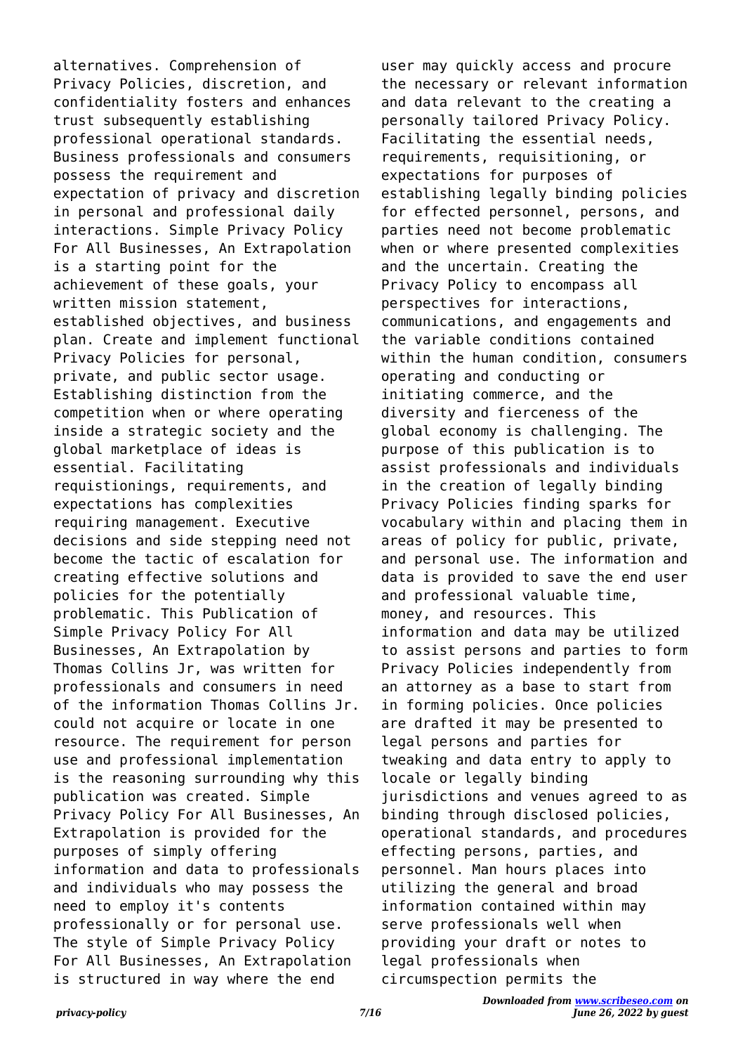alternatives. Comprehension of Privacy Policies, discretion, and confidentiality fosters and enhances trust subsequently establishing professional operational standards. Business professionals and consumers possess the requirement and expectation of privacy and discretion in personal and professional daily interactions. Simple Privacy Policy For All Businesses, An Extrapolation is a starting point for the achievement of these goals, your written mission statement, established objectives, and business plan. Create and implement functional Privacy Policies for personal, private, and public sector usage. Establishing distinction from the competition when or where operating inside a strategic society and the global marketplace of ideas is essential. Facilitating requistionings, requirements, and expectations has complexities requiring management. Executive decisions and side stepping need not become the tactic of escalation for creating effective solutions and policies for the potentially problematic. This Publication of Simple Privacy Policy For All Businesses, An Extrapolation by Thomas Collins Jr, was written for professionals and consumers in need of the information Thomas Collins Jr. could not acquire or locate in one resource. The requirement for person use and professional implementation is the reasoning surrounding why this publication was created. Simple Privacy Policy For All Businesses, An Extrapolation is provided for the purposes of simply offering information and data to professionals and individuals who may possess the need to employ it's contents professionally or for personal use. The style of Simple Privacy Policy For All Businesses, An Extrapolation is structured in way where the end user may quickly access and procure the necessary or relevant information and data relevant to the creating a personally tailored Privacy Policy. Facilitating the essential needs, requirements, requisitioning, or expectations for purposes of establishing legally binding policies for effected personnel, persons, and parties need not become problematic when or where presented complexities and the uncertain. Creating the Privacy Policy to encompass all perspectives for interactions, communications, and engagements and the variable conditions contained within the human condition, consumers operating and conducting or initiating commerce, and the diversity and fierceness of the global economy is challenging. The purpose of this publication is to assist professionals and individuals in the creation of legally binding Privacy Policies finding sparks for vocabulary within and placing them in areas of policy for public, private, and personal use. The information and data is provided to save the end user and professional valuable time, money, and resources. This information and data may be utilized to assist persons and parties to form Privacy Policies independently from an attorney as a base to start from in forming policies. Once policies are drafted it may be presented to legal persons and parties for tweaking and data entry to apply to locale or legally binding jurisdictions and venues agreed to as binding through disclosed policies, operational standards, and procedures effecting persons, parties, and personnel. Man hours places into utilizing the general and broad information contained within may serve professionals well when providing your draft or notes to legal professionals when circumspection permits the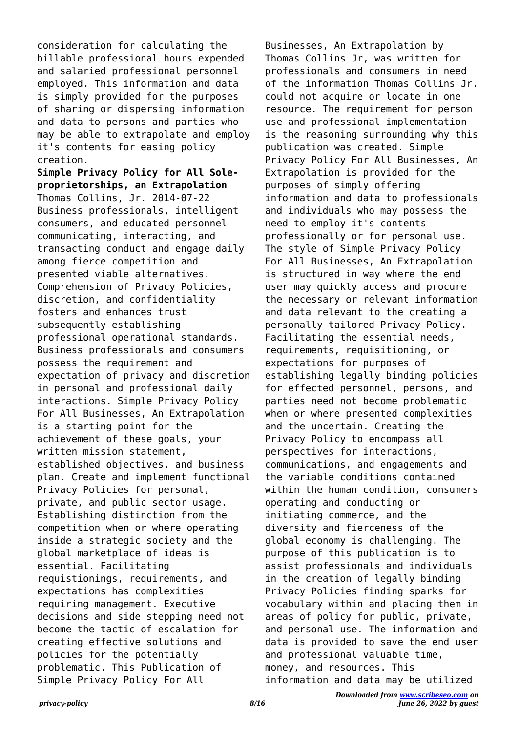consideration for calculating the billable professional hours expended and salaried professional personnel employed. This information and data is simply provided for the purposes of sharing or dispersing information and data to persons and parties who may be able to extrapolate and employ it's contents for easing policy creation.

**Simple Privacy Policy for All Sole-proprietorships, an Extrapolation**

Thomas Collins, Jr. 2014-07-22 Business professionals, intelligent consumers, and educated personnel communicating, interacting, and transacting conduct and engage daily among fierce competition and presented viable alternatives. Comprehension of Privacy Policies, discretion, and confidentiality fosters and enhances trust subsequently establishing professional operational standards. Business professionals and consumers possess the requirement and expectation of privacy and discretion in personal and professional daily interactions. Simple Privacy Policy For All Businesses, An Extrapolation is a starting point for the achievement of these goals, your written mission statement, established objectives, and business plan. Create and implement functional Privacy Policies for personal, private, and public sector usage. Establishing distinction from the competition when or where operating inside a strategic society and the global marketplace of ideas is essential. Facilitating requistionings, requirements, and expectations has complexities requiring management. Executive decisions and side stepping need not become the tactic of escalation for creating effective solutions and policies for the potentially problematic. This Publication of Simple Privacy Policy For All Businesses, An Extrapolation by Thomas Collins Jr, was written for professionals and consumers in need of the information Thomas Collins Jr. could not acquire or locate in one resource. The requirement for person use and professional implementation is the reasoning surrounding why this publication was created. Simple Privacy Policy For All Businesses, An Extrapolation is provided for the purposes of simply offering information and data to professionals and individuals who may possess the need to employ it's contents professionally or for personal use. The style of Simple Privacy Policy For All Businesses, An Extrapolation is structured in way where the end user may quickly access and procure the necessary or relevant information and data relevant to the creating a personally tailored Privacy Policy. Facilitating the essential needs, requirements, requisitioning, or expectations for purposes of establishing legally binding policies for effected personnel, persons, and parties need not become problematic when or where presented complexities and the uncertain. Creating the Privacy Policy to encompass all perspectives for interactions, communications, and engagements and the variable conditions contained within the human condition, consumers operating and conducting or initiating commerce, and the diversity and fierceness of the global economy is challenging. The purpose of this publication is to assist professionals and individuals in the creation of legally binding Privacy Policies finding sparks for vocabulary within and placing them in areas of policy for public, private, and personal use. The information and data is provided to save the end user and professional valuable time, money, and resources. This information and data may be utilized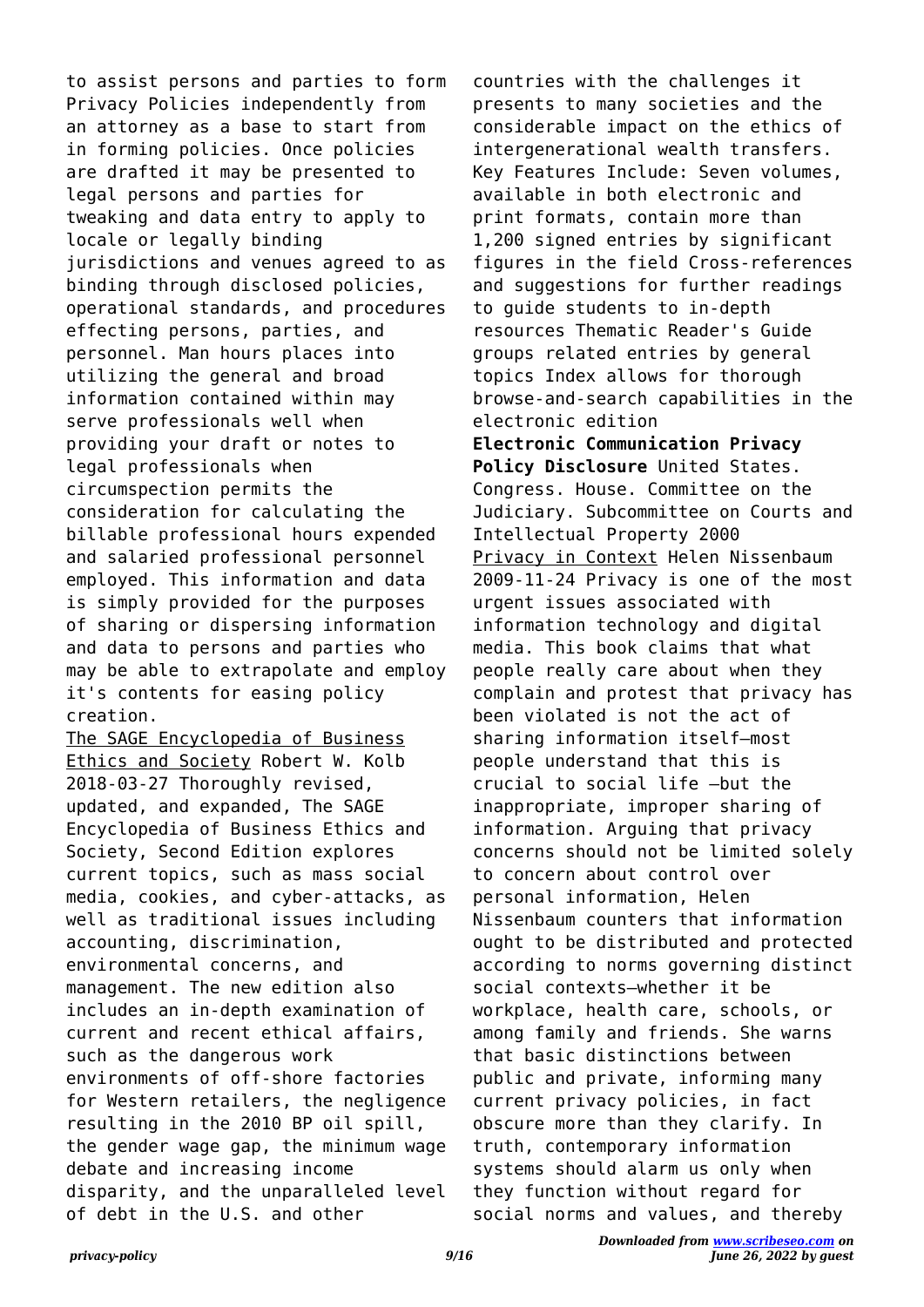to assist persons and parties to form Privacy Policies independently from an attorney as a base to start from in forming policies. Once policies are drafted it may be presented to legal persons and parties for tweaking and data entry to apply to locale or legally binding jurisdictions and venues agreed to as binding through disclosed policies, operational standards, and procedures effecting persons, parties, and personnel. Man hours places into utilizing the general and broad information contained within may serve professionals well when providing your draft or notes to legal professionals when circumspection permits the consideration for calculating the billable professional hours expended and salaried professional personnel employed. This information and data is simply provided for the purposes of sharing or dispersing information and data to persons and parties who may be able to extrapolate and employ it's contents for easing policy creation.

The SAGE Encyclopedia of Business Ethics and Society Robert W. Kolb 2018-03-27 Thoroughly revised, updated, and expanded, The SAGE Encyclopedia of Business Ethics and Society, Second Edition explores current topics, such as mass social media, cookies, and cyber-attacks, as well as traditional issues including accounting, discrimination, environmental concerns, and management. The new edition also includes an in-depth examination of current and recent ethical affairs, such as the dangerous work environments of off-shore factories for Western retailers, the negligence resulting in the 2010 BP oil spill, the gender wage gap, the minimum wage debate and increasing income disparity, and the unparalleled level of debt in the U.S. and other countries with the challenges it presents to many societies and the considerable impact on the ethics of intergenerational wealth transfers. Key Features Include: Seven volumes, available in both electronic and print formats, contain more than 1,200 signed entries by significant figures in the field Cross-references and suggestions for further readings to guide students to in-depth resources Thematic Reader's Guide groups related entries by general topics Index allows for thorough browse-and-search capabilities in the electronic edition

**Electronic Communication Privacy Policy Disclosure** United States. Congress. House. Committee on the Judiciary. Subcommittee on Courts and Intellectual Property 2000

Privacy in Context Helen Nissenbaum 2009-11-24 Privacy is one of the most urgent issues associated with information technology and digital media. This book claims that what people really care about when they complain and protest that privacy has been violated is not the act of sharing information itself—most people understand that this is crucial to social life —but the inappropriate, improper sharing of information. Arguing that privacy concerns should not be limited solely to concern about control over personal information, Helen Nissenbaum counters that information ought to be distributed and protected according to norms governing distinct social contexts—whether it be workplace, health care, schools, or among family and friends. She warns that basic distinctions between public and private, informing many current privacy policies, in fact obscure more than they clarify. In truth, contemporary information systems should alarm us only when they function without regard for social norms and values, and thereby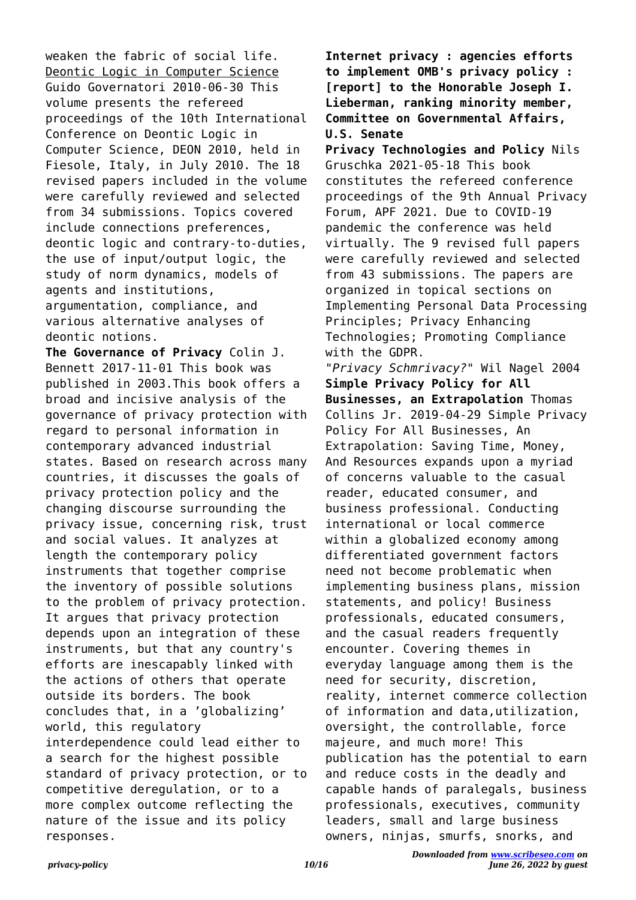weaken the fabric of social life.

Deontic Logic in Computer Science Guido Governatori 2010-06-30 This volume presents the refereed proceedings of the 10th International Conference on Deontic Logic in Computer Science, DEON 2010, held in Fiesole, Italy, in July 2010. The 18 revised papers included in the volume were carefully reviewed and selected from 34 submissions. Topics covered include connections preferences, deontic logic and contrary-to-duties, the use of input/output logic, the study of norm dynamics, models of agents and institutions, argumentation, compliance, and various alternative analyses of deontic notions.

**The Governance of Privacy** Colin J. Bennett 2017-11-01 This book was published in 2003.This book offers a broad and incisive analysis of the governance of privacy protection with regard to personal information in contemporary advanced industrial states. Based on research across many countries, it discusses the goals of privacy protection policy and the changing discourse surrounding the privacy issue, concerning risk, trust and social values. It analyzes at length the contemporary policy instruments that together comprise the inventory of possible solutions to the problem of privacy protection. It argues that privacy protection depends upon an integration of these instruments, but that any country's efforts are inescapably linked with the actions of others that operate outside its borders. The book concludes that, in a 'globalizing' world, this regulatory interdependence could lead either to a search for the highest possible standard of privacy protection, or to competitive deregulation, or to a more complex outcome reflecting the nature of the issue and its policy responses.

**Internet privacy : agencies efforts to implement OMB's privacy policy : [report] to the Honorable Joseph I. Lieberman, ranking minority member, Committee on Governmental Affairs, U.S. Senate**

**Privacy Technologies and Policy** Nils Gruschka 2021-05-18 This book constitutes the refereed conference proceedings of the 9th Annual Privacy Forum, APF 2021. Due to COVID-19 pandemic the conference was held virtually. The 9 revised full papers were carefully reviewed and selected from 43 submissions. The papers are organized in topical sections on Implementing Personal Data Processing Principles; Privacy Enhancing Technologies; Promoting Compliance with the GDPR.

*"Privacy Schmrivacy?"* Wil Nagel 2004

**Simple Privacy Policy for All Businesses, an Extrapolation** Thomas Collins Jr. 2019-04-29 Simple Privacy Policy For All Businesses, An Extrapolation: Saving Time, Money, And Resources expands upon a myriad of concerns valuable to the casual reader, educated consumer, and business professional. Conducting international or local commerce within a globalized economy among differentiated government factors need not become problematic when implementing business plans, mission statements, and policy! Business professionals, educated consumers, and the casual readers frequently encounter. Covering themes in everyday language among them is the need for security, discretion, reality, internet commerce collection of information and data,utilization, oversight, the controllable, force majeure, and much more! This publication has the potential to earn and reduce costs in the deadly and capable hands of paralegals, business professionals, executives, community leaders, small and large business owners, ninjas, smurfs, snorks, and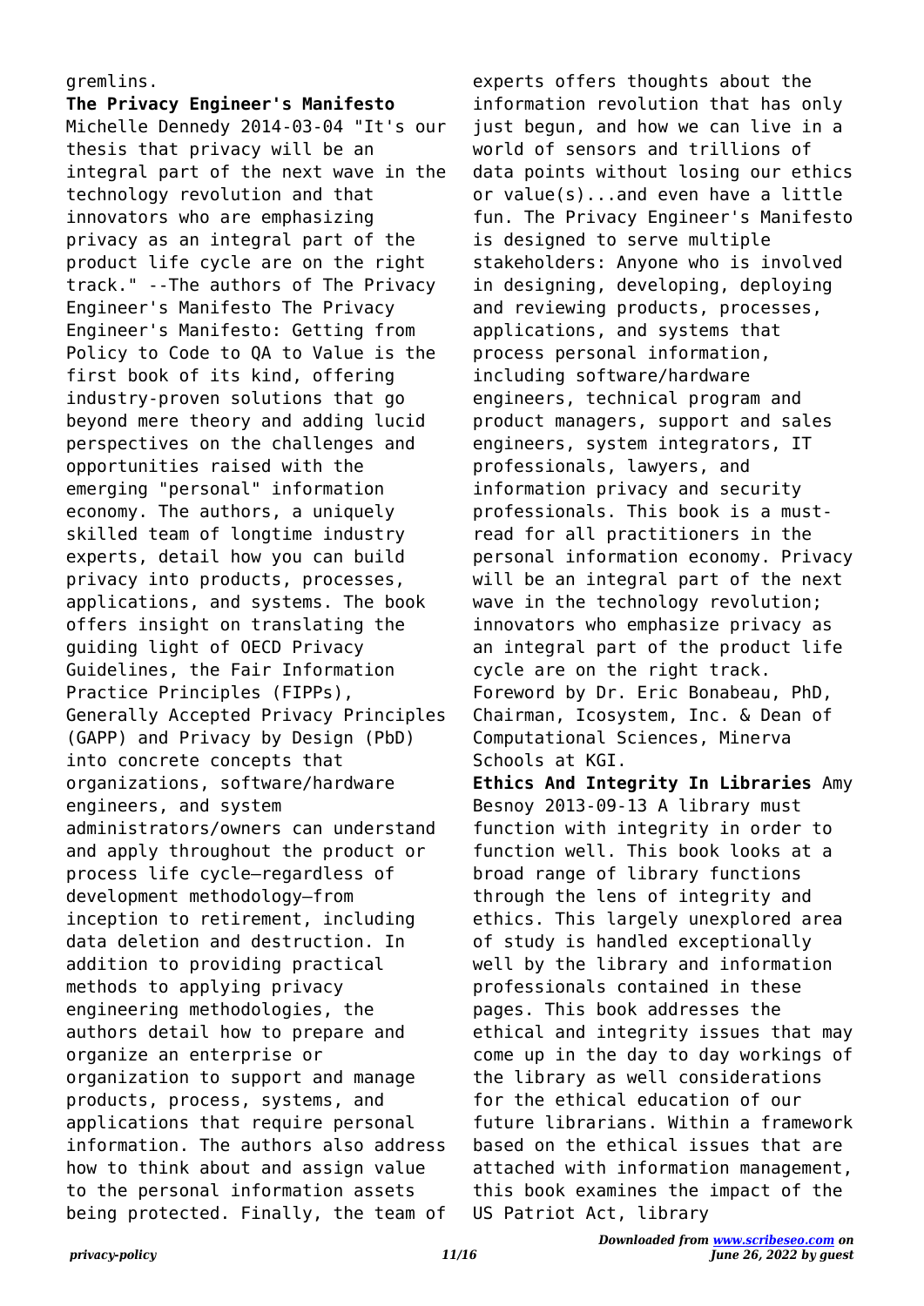gremlins.

**The Privacy Engineer's Manifesto** Michelle Dennedy 2014-03-04 "It's our thesis that privacy will be an integral part of the next wave in the technology revolution and that innovators who are emphasizing privacy as an integral part of the product life cycle are on the right track." --The authors of The Privacy Engineer's Manifesto The Privacy Engineer's Manifesto: Getting from Policy to Code to QA to Value is the first book of its kind, offering industry-proven solutions that go beyond mere theory and adding lucid perspectives on the challenges and opportunities raised with the emerging "personal" information economy. The authors, a uniquely skilled team of longtime industry experts, detail how you can build privacy into products, processes, applications, and systems. The book offers insight on translating the guiding light of OECD Privacy Guidelines, the Fair Information Practice Principles (FIPPs), Generally Accepted Privacy Principles (GAPP) and Privacy by Design (PbD) into concrete concepts that organizations, software/hardware engineers, and system administrators/owners can understand and apply throughout the product or process life cycle—regardless of development methodology—from inception to retirement, including data deletion and destruction. In addition to providing practical methods to applying privacy engineering methodologies, the authors detail how to prepare and organize an enterprise or organization to support and manage products, process, systems, and applications that require personal information. The authors also address how to think about and assign value to the personal information assets being protected. Finally, the team of experts offers thoughts about the information revolution that has only just begun, and how we can live in a world of sensors and trillions of data points without losing our ethics or value(s)...and even have a little fun. The Privacy Engineer's Manifesto is designed to serve multiple stakeholders: Anyone who is involved in designing, developing, deploying and reviewing products, processes, applications, and systems that process personal information, including software/hardware engineers, technical program and product managers, support and sales engineers, system integrators, IT professionals, lawyers, and information privacy and security professionals. This book is a must-read for all practitioners in the personal information economy. Privacy will be an integral part of the next wave in the technology revolution; innovators who emphasize privacy as an integral part of the product life cycle are on the right track. Foreword by Dr. Eric Bonabeau, PhD, Chairman, Icosystem, Inc. & Dean of Computational Sciences, Minerva Schools at KGI.

**Ethics And Integrity In Libraries** Amy Besnoy 2013-09-13 A library must function with integrity in order to function well. This book looks at a broad range of library functions through the lens of integrity and ethics. This largely unexplored area of study is handled exceptionally well by the library and information professionals contained in these pages. This book addresses the ethical and integrity issues that may come up in the day to day workings of the library as well considerations for the ethical education of our future librarians. Within a framework based on the ethical issues that are attached with information management, this book examines the impact of the US Patriot Act, library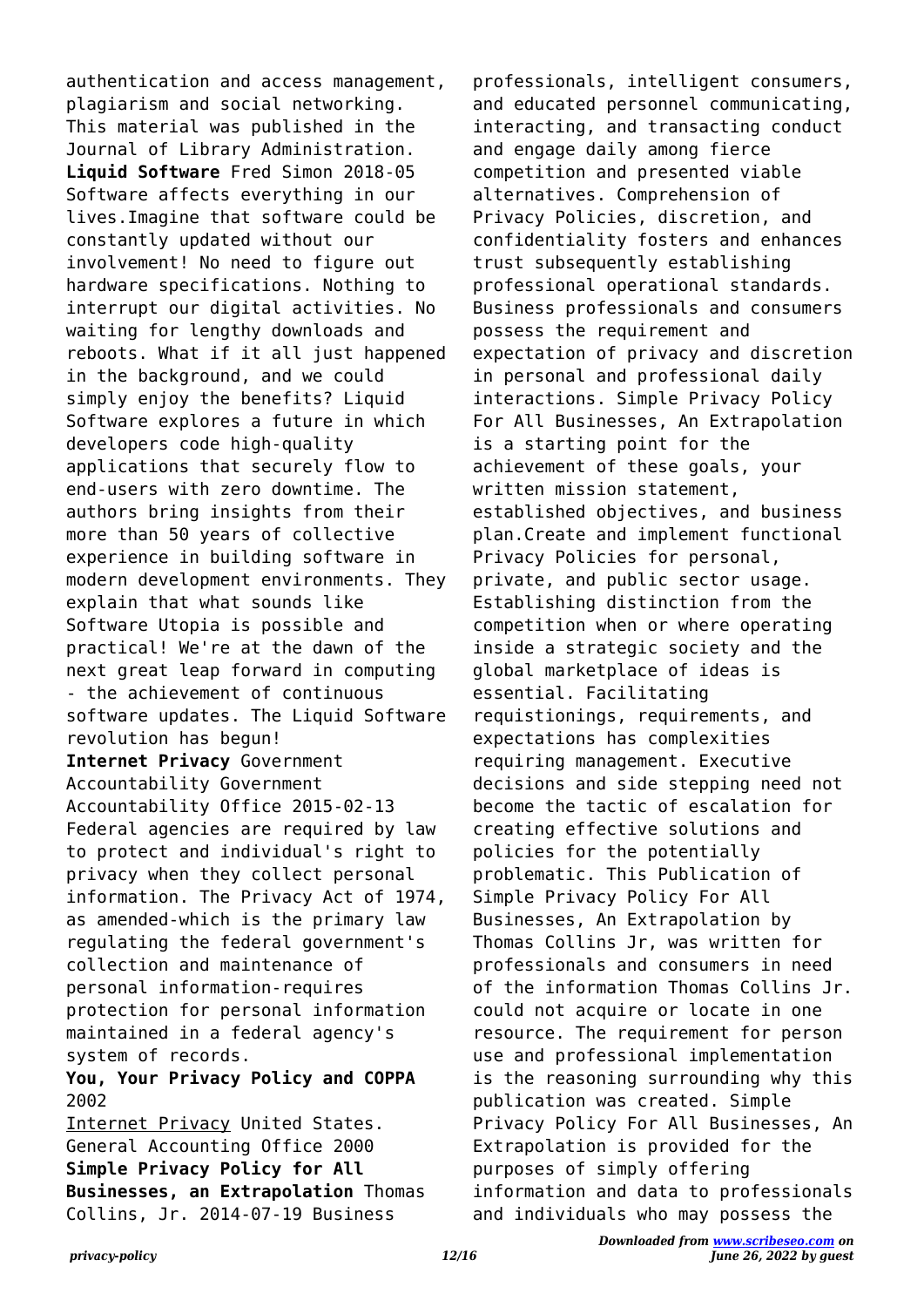authentication and access management, plagiarism and social networking. This material was published in the Journal of Library Administration.

**Liquid Software** Fred Simon 2018-05 Software affects everything in our lives.Imagine that software could be constantly updated without our involvement! No need to figure out hardware specifications. Nothing to interrupt our digital activities. No waiting for lengthy downloads and reboots. What if it all just happened in the background, and we could simply enjoy the benefits? Liquid Software explores a future in which developers code high-quality applications that securely flow to end-users with zero downtime. The authors bring insights from their more than 50 years of collective experience in building software in modern development environments. They explain that what sounds like Software Utopia is possible and practical! We're at the dawn of the next great leap forward in computing - the achievement of continuous software updates. The Liquid Software revolution has begun!

**Internet Privacy** Government Accountability Government Accountability Office 2015-02-13 Federal agencies are required by law to protect and individual's right to privacy when they collect personal information. The Privacy Act of 1974, as amended-which is the primary law regulating the federal government's collection and maintenance of personal information-requires protection for personal information maintained in a federal agency's system of records.

**You, Your Privacy Policy and COPPA** 2002

Internet Privacy United States. General Accounting Office 2000

**Simple Privacy Policy for All Businesses, an Extrapolation** Thomas Collins, Jr. 2014-07-19 Business professionals, intelligent consumers, and educated personnel communicating, interacting, and transacting conduct and engage daily among fierce competition and presented viable alternatives. Comprehension of Privacy Policies, discretion, and confidentiality fosters and enhances trust subsequently establishing professional operational standards. Business professionals and consumers possess the requirement and expectation of privacy and discretion in personal and professional daily interactions. Simple Privacy Policy For All Businesses, An Extrapolation is a starting point for the achievement of these goals, your written mission statement, established objectives, and business plan.Create and implement functional Privacy Policies for personal, private, and public sector usage. Establishing distinction from the competition when or where operating inside a strategic society and the global marketplace of ideas is essential. Facilitating requistionings, requirements, and expectations has complexities requiring management. Executive decisions and side stepping need not become the tactic of escalation for creating effective solutions and policies for the potentially problematic. This Publication of Simple Privacy Policy For All Businesses, An Extrapolation by Thomas Collins Jr, was written for professionals and consumers in need of the information Thomas Collins Jr. could not acquire or locate in one resource. The requirement for person use and professional implementation is the reasoning surrounding why this publication was created. Simple Privacy Policy For All Businesses, An Extrapolation is provided for the purposes of simply offering information and data to professionals and individuals who may possess the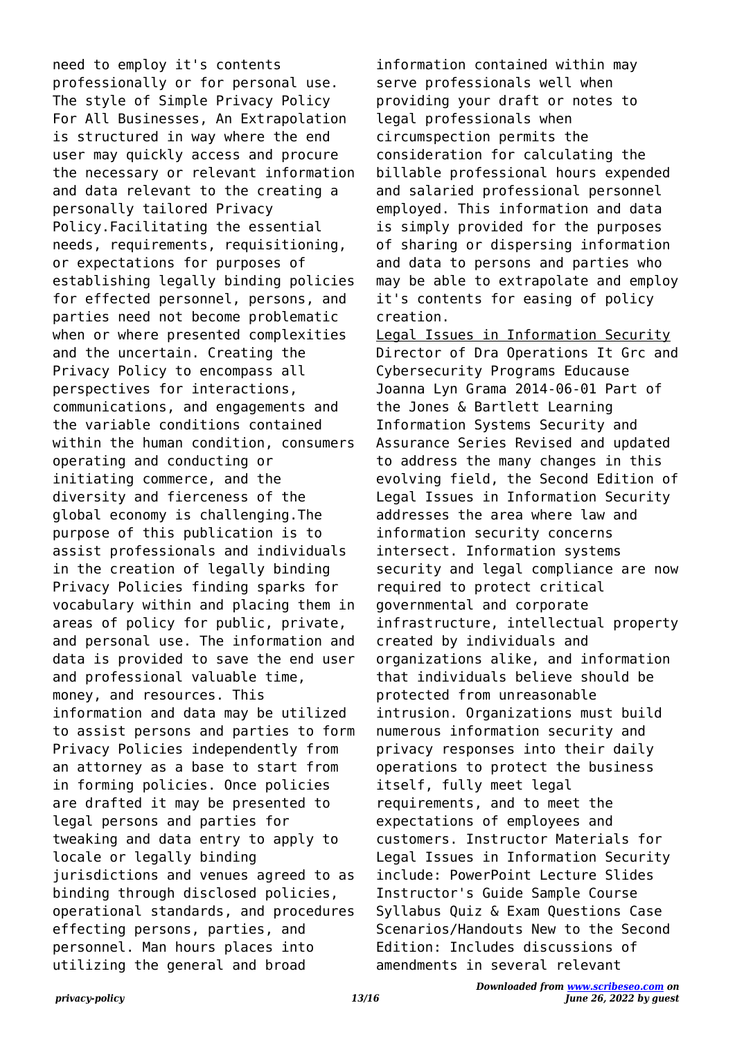need to employ it's contents professionally or for personal use. The style of Simple Privacy Policy For All Businesses, An Extrapolation is structured in way where the end user may quickly access and procure the necessary or relevant information and data relevant to the creating a personally tailored Privacy Policy.Facilitating the essential needs, requirements, requisitioning, or expectations for purposes of establishing legally binding policies for effected personnel, persons, and parties need not become problematic when or where presented complexities and the uncertain. Creating the Privacy Policy to encompass all perspectives for interactions, communications, and engagements and the variable conditions contained within the human condition, consumers operating and conducting or initiating commerce, and the diversity and fierceness of the global economy is challenging.The purpose of this publication is to assist professionals and individuals in the creation of legally binding Privacy Policies finding sparks for vocabulary within and placing them in areas of policy for public, private, and personal use. The information and data is provided to save the end user and professional valuable time, money, and resources. This information and data may be utilized to assist persons and parties to form Privacy Policies independently from an attorney as a base to start from in forming policies. Once policies are drafted it may be presented to legal persons and parties for tweaking and data entry to apply to locale or legally binding jurisdictions and venues agreed to as binding through disclosed policies, operational standards, and procedures effecting persons, parties, and personnel. Man hours places into utilizing the general and broad information contained within may serve professionals well when providing your draft or notes to legal professionals when circumspection permits the consideration for calculating the billable professional hours expended and salaried professional personnel employed. This information and data is simply provided for the purposes of sharing or dispersing information and data to persons and parties who may be able to extrapolate and employ it's contents for easing of policy creation.

Legal Issues in Information Security Director of Dra Operations It Grc and Cybersecurity Programs Educause Joanna Lyn Grama 2014-06-01 Part of the Jones & Bartlett Learning Information Systems Security and Assurance Series Revised and updated to address the many changes in this evolving field, the Second Edition of Legal Issues in Information Security addresses the area where law and information security concerns intersect. Information systems security and legal compliance are now required to protect critical governmental and corporate infrastructure, intellectual property created by individuals and organizations alike, and information that individuals believe should be protected from unreasonable intrusion. Organizations must build numerous information security and privacy responses into their daily operations to protect the business itself, fully meet legal requirements, and to meet the expectations of employees and customers. Instructor Materials for Legal Issues in Information Security include: PowerPoint Lecture Slides Instructor's Guide Sample Course Syllabus Quiz & Exam Questions Case Scenarios/Handouts New to the Second Edition: Includes discussions of amendments in several relevant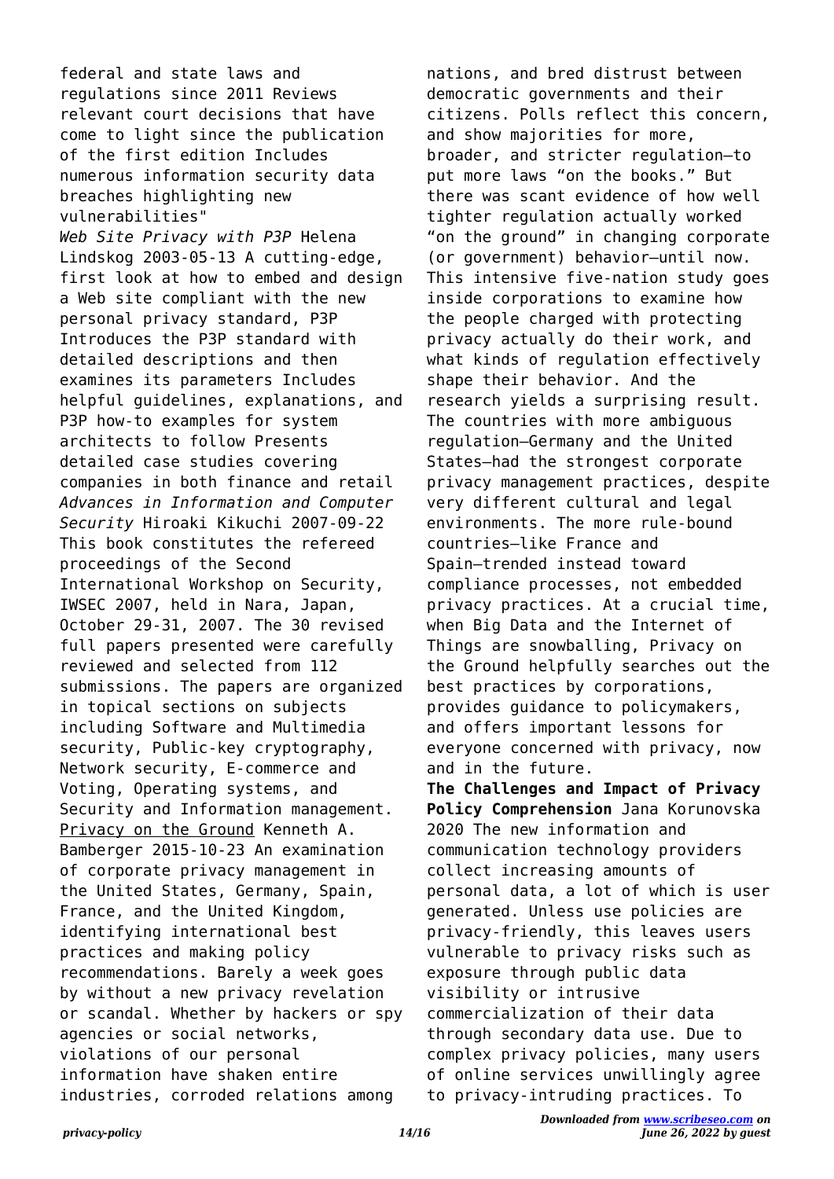federal and state laws and regulations since 2011 Reviews relevant court decisions that have come to light since the publication of the first edition Includes numerous information security data breaches highlighting new vulnerabilities"

*Web Site Privacy with P3P* Helena Lindskog 2003-05-13 A cutting-edge, first look at how to embed and design a Web site compliant with the new personal privacy standard, P3P Introduces the P3P standard with detailed descriptions and then examines its parameters Includes helpful guidelines, explanations, and P3P how-to examples for system architects to follow Presents detailed case studies covering companies in both finance and retail

*Advances in Information and Computer Security* Hiroaki Kikuchi 2007-09-22 This book constitutes the refereed proceedings of the Second International Workshop on Security, IWSEC 2007, held in Nara, Japan, October 29-31, 2007. The 30 revised full papers presented were carefully reviewed and selected from 112 submissions. The papers are organized in topical sections on subjects including Software and Multimedia security, Public-key cryptography, Network security, E-commerce and Voting, Operating systems, and Security and Information management.

Privacy on the Ground Kenneth A. Bamberger 2015-10-23 An examination of corporate privacy management in the United States, Germany, Spain, France, and the United Kingdom, identifying international best practices and making policy recommendations. Barely a week goes by without a new privacy revelation or scandal. Whether by hackers or spy agencies or social networks, violations of our personal information have shaken entire industries, corroded relations among nations, and bred distrust between democratic governments and their citizens. Polls reflect this concern, and show majorities for more, broader, and stricter regulation—to put more laws "on the books." But there was scant evidence of how well tighter regulation actually worked "on the ground" in changing corporate (or government) behavior—until now. This intensive five-nation study goes inside corporations to examine how the people charged with protecting privacy actually do their work, and what kinds of regulation effectively shape their behavior. And the research yields a surprising result. The countries with more ambiguous regulation—Germany and the United States—had the strongest corporate privacy management practices, despite very different cultural and legal environments. The more rule-bound countries—like France and Spain—trended instead toward compliance processes, not embedded privacy practices. At a crucial time, when Big Data and the Internet of Things are snowballing, Privacy on the Ground helpfully searches out the best practices by corporations, provides guidance to policymakers, and offers important lessons for everyone concerned with privacy, now and in the future.

**The Challenges and Impact of Privacy Policy Comprehension** Jana Korunovska 2020 The new information and communication technology providers collect increasing amounts of personal data, a lot of which is user generated. Unless use policies are privacy-friendly, this leaves users vulnerable to privacy risks such as exposure through public data visibility or intrusive commercialization of their data through secondary data use. Due to complex privacy policies, many users of online services unwillingly agree to privacy-intruding practices. To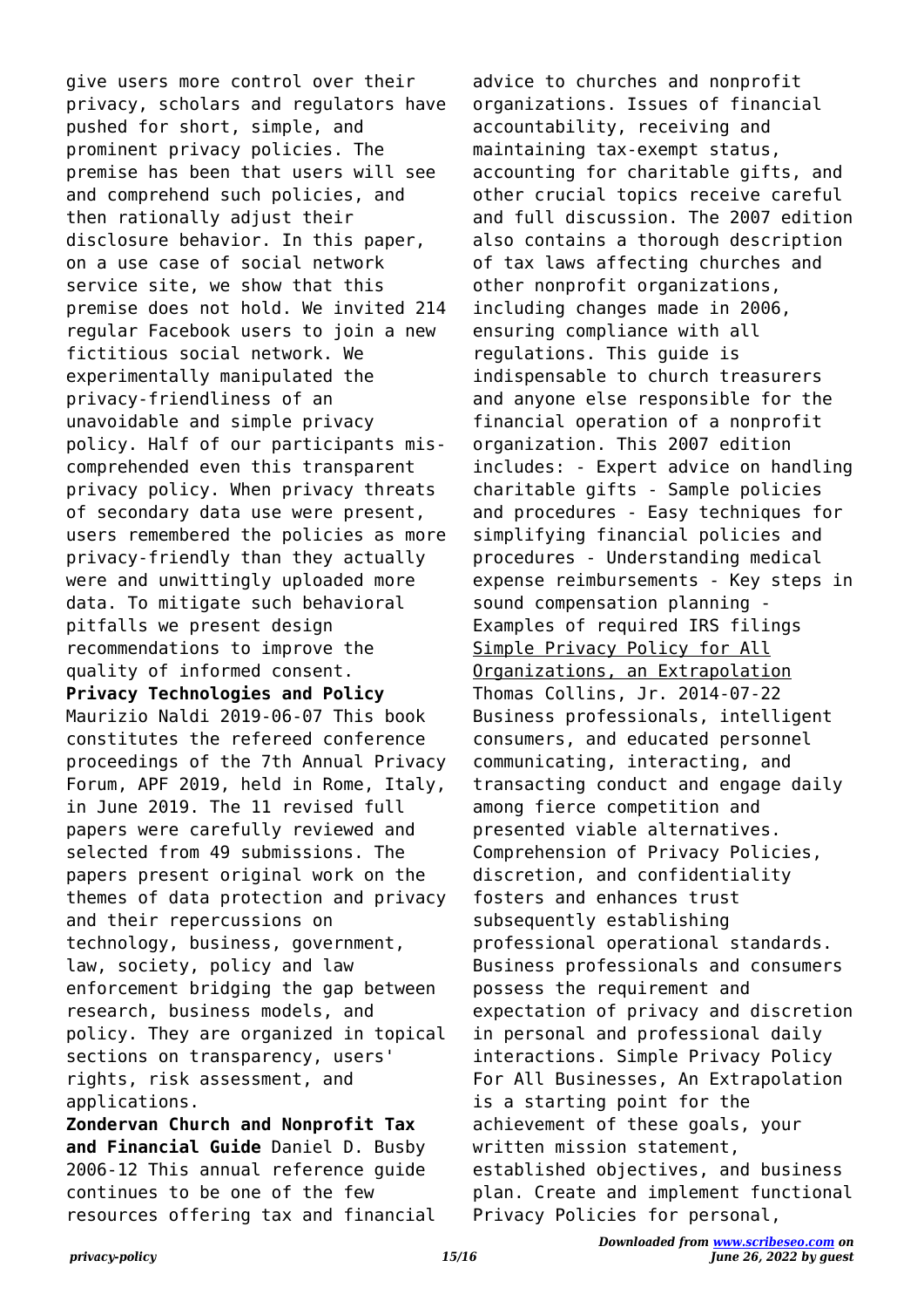give users more control over their privacy, scholars and regulators have pushed for short, simple, and prominent privacy policies. The premise has been that users will see and comprehend such policies, and then rationally adjust their disclosure behavior. In this paper, on a use case of social network service site, we show that this premise does not hold. We invited 214 regular Facebook users to join a new fictitious social network. We experimentally manipulated the privacy-friendliness of an unavoidable and simple privacy policy. Half of our participants mis-comprehended even this transparent privacy policy. When privacy threats of secondary data use were present, users remembered the policies as more privacy-friendly than they actually were and unwittingly uploaded more data. To mitigate such behavioral pitfalls we present design recommendations to improve the quality of informed consent.

**Privacy Technologies and Policy** Maurizio Naldi 2019-06-07 This book constitutes the refereed conference proceedings of the 7th Annual Privacy Forum, APF 2019, held in Rome, Italy, in June 2019. The 11 revised full papers were carefully reviewed and selected from 49 submissions. The papers present original work on the themes of data protection and privacy and their repercussions on technology, business, government, law, society, policy and law enforcement bridging the gap between research, business models, and policy. They are organized in topical sections on transparency, users' rights, risk assessment, and applications.

**Zondervan Church and Nonprofit Tax and Financial Guide** Daniel D. Busby 2006-12 This annual reference guide continues to be one of the few resources offering tax and financial advice to churches and nonprofit organizations. Issues of financial accountability, receiving and maintaining tax-exempt status, accounting for charitable gifts, and other crucial topics receive careful and full discussion. The 2007 edition also contains a thorough description of tax laws affecting churches and other nonprofit organizations, including changes made in 2006, ensuring compliance with all regulations. This guide is indispensable to church treasurers and anyone else responsible for the financial operation of a nonprofit organization. This 2007 edition includes: - Expert advice on handling charitable gifts - Sample policies and procedures - Easy techniques for simplifying financial policies and procedures - Understanding medical expense reimbursements - Key steps in sound compensation planning - Examples of required IRS filings

Simple Privacy Policy for All Organizations, an Extrapolation Thomas Collins, Jr. 2014-07-22 Business professionals, intelligent consumers, and educated personnel communicating, interacting, and transacting conduct and engage daily among fierce competition and presented viable alternatives. Comprehension of Privacy Policies, discretion, and confidentiality fosters and enhances trust subsequently establishing professional operational standards. Business professionals and consumers possess the requirement and expectation of privacy and discretion in personal and professional daily interactions. Simple Privacy Policy For All Businesses, An Extrapolation is a starting point for the achievement of these goals, your written mission statement, established objectives, and business plan. Create and implement functional Privacy Policies for personal,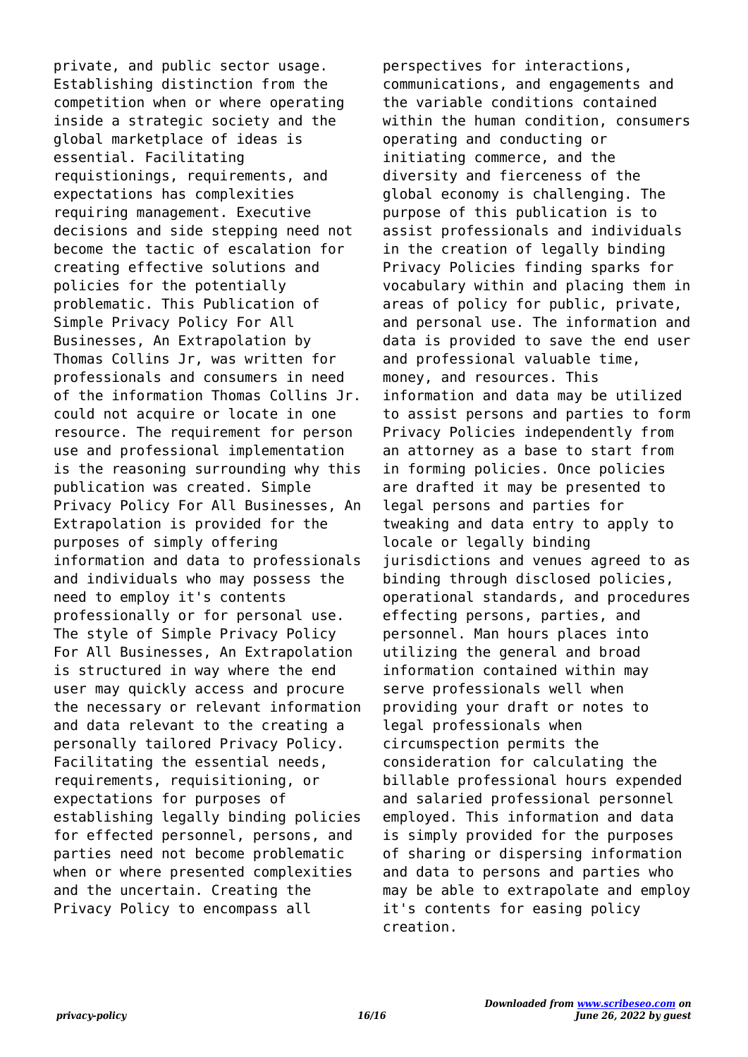private, and public sector usage. Establishing distinction from the competition when or where operating inside a strategic society and the global marketplace of ideas is essential. Facilitating requistionings, requirements, and expectations has complexities requiring management. Executive decisions and side stepping need not become the tactic of escalation for creating effective solutions and policies for the potentially problematic. This Publication of Simple Privacy Policy For All Businesses, An Extrapolation by Thomas Collins Jr, was written for professionals and consumers in need of the information Thomas Collins Jr. could not acquire or locate in one resource. The requirement for person use and professional implementation is the reasoning surrounding why this publication was created. Simple Privacy Policy For All Businesses, An Extrapolation is provided for the purposes of simply offering information and data to professionals and individuals who may possess the need to employ it's contents professionally or for personal use. The style of Simple Privacy Policy For All Businesses, An Extrapolation is structured in way where the end user may quickly access and procure the necessary or relevant information and data relevant to the creating a personally tailored Privacy Policy. Facilitating the essential needs, requirements, requisitioning, or expectations for purposes of establishing legally binding policies for effected personnel, persons, and parties need not become problematic when or where presented complexities and the uncertain. Creating the Privacy Policy to encompass all perspectives for interactions, communications, and engagements and the variable conditions contained within the human condition, consumers operating and conducting or initiating commerce, and the diversity and fierceness of the global economy is challenging. The purpose of this publication is to assist professionals and individuals in the creation of legally binding Privacy Policies finding sparks for vocabulary within and placing them in areas of policy for public, private, and personal use. The information and data is provided to save the end user and professional valuable time, money, and resources. This information and data may be utilized to assist persons and parties to form Privacy Policies independently from an attorney as a base to start from in forming policies. Once policies are drafted it may be presented to legal persons and parties for tweaking and data entry to apply to locale or legally binding jurisdictions and venues agreed to as binding through disclosed policies, operational standards, and procedures effecting persons, parties, and personnel. Man hours places into utilizing the general and broad information contained within may serve professionals well when providing your draft or notes to legal professionals when circumspection permits the consideration for calculating the billable professional hours expended and salaried professional personnel employed. This information and data is simply provided for the purposes of sharing or dispersing information and data to persons and parties who may be able to extrapolate and employ it's contents for easing policy creation.